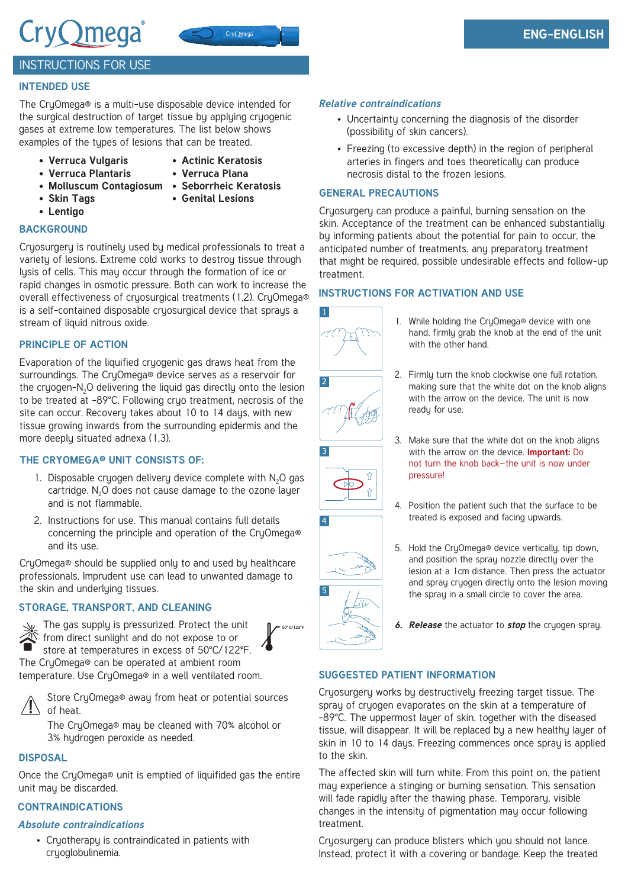# CryOmega®

ENG-ENGLISH

## INSTRUCTIONS FOR USE

### INTENDED USE

The CryOmega® is a multi-use disposable device intended for the surgical destruction of target tissue by applying cryogenic gases at extreme low temperatures. The list below shows examples of the types of lesions that can be treated.

- **Verruca Vulgaris**
- **Verruca Plantaris**
- **Molluscum Contagiosum**
- **Skin Tags**
- **Lentigo**
- **Actinic Keratosis**
- **Verruca Plana**
- **Seborrheic Keratosis**
- **Genital Lesions**

### BACKGROUND

Cryosurgery is routinely used by medical professionals to treat a variety of lesions. Extreme cold works to destroy tissue through lysis of cells. This may occur through the formation of ice or rapid changes in osmotic pressure. Both can work to increase the overall effectiveness of cryosurgical treatments (1,2). CryOmega® is a self-contained disposable cryosurgical device that sprays a stream of liquid nitrous oxide.

### PRINCIPLE OF ACTION

Evaporation of the liquified cryogenic gas draws heat from the surroundings. The CryOmega® device serves as a reservoir for the cryogen-$N_2O$ delivering the liquid gas directly onto the lesion to be treated at -89°C. Following cryo treatment, necrosis of the site can occur. Recovery takes about 10 to 14 days, with new tissue growing inwards from the surrounding epidermis and the more deeply situated adnexa (1,3).

### THE CRYOMEGA® UNIT CONSISTS OF:

1. Disposable cryogen delivery device complete with $N_2O$ gas cartridge. $N_2O$ does not cause damage to the ozone layer and is not flammable.
2. Instructions for use. This manual contains full details concerning the principle and operation of the CryOmega® and its use.

CryOmega® should be supplied only to and used by healthcare professionals. Imprudent use can lead to unwanted damage to the skin and underlying tissues.

### STORAGE, TRANSPORT, AND CLEANING

The gas supply is pressurized. Protect the unit from direct sunlight and do not expose to or store at temperatures in excess of 50°C/122°F. The CryOmega® can be operated at ambient room temperature. Use CryOmega® in a well ventilated room.

50°C/122°F

Store CryOmega® away from heat or potential sources of heat.

The CryOmega® may be cleaned with 70% alcohol or 3% hydrogen peroxide as needed.

### DISPOSAL

Once the CryOmega® unit is emptied of liquified gas the entire unit may be discarded.

### CONTRAINDICATIONS

#### *Absolute contraindications*

- Cryotherapy is contraindicated in patients with cryoglobulinemia.

#### *Relative contraindications*

- Uncertainty concerning the diagnosis of the disorder (possibility of skin cancers).
- Freezing (to excessive depth) in the region of peripheral arteries in fingers and toes theoretically can produce necrosis distal to the frozen lesions.

### GENERAL PRECAUTIONS

Cryosurgery can produce a painful, burning sensation on the skin. Acceptance of the treatment can be enhanced substantially by informing patients about the potential for pain to occur, the anticipated number of treatments, any preparatory treatment that might be required, possible undesirable effects and follow-up treatment.

### INSTRUCTIONS FOR ACTIVATION AND USE

1. While holding the CryOmega® device with one hand, firmly grab the knob at the end of the unit with the other hand.
2. Firmly turn the knob clockwise one full rotation, making sure that the white dot on the knob aligns with the arrow on the device. The unit is now ready for use.
3. Make sure that the white dot on the knob aligns with the arrow on the device. **Important:** Do not turn the knob back–the unit is now under pressure!
4. Position the patient such that the surface to be treated is exposed and facing upwards.
5. Hold the CryOmega® device vertically, tip down, and position the spray nozzle directly over the lesion at a 1cm distance. Then press the actuator and spray cryogen directly onto the lesion moving the spray in a small circle to cover the area.
6. ***Release*** the actuator to ***stop*** the cryogen spray.

### SUGGESTED PATIENT INFORMATION

Cryosurgery works by destructively freezing target tissue. The spray of cryogen evaporates on the skin at a temperature of -89°C. The uppermost layer of skin, together with the diseased tissue, will disappear. It will be replaced by a new healthy layer of skin in 10 to 14 days. Freezing commences once spray is applied to the skin.

The affected skin will turn white. From this point on, the patient may experience a stinging or burning sensation. This sensation will fade rapidly after the thawing phase. Temporary, visible changes in the intensity of pigmentation may occur following treatment.

Cryosurgery can produce blisters which you should not lance. Instead, protect it with a covering or bandage. Keep the treated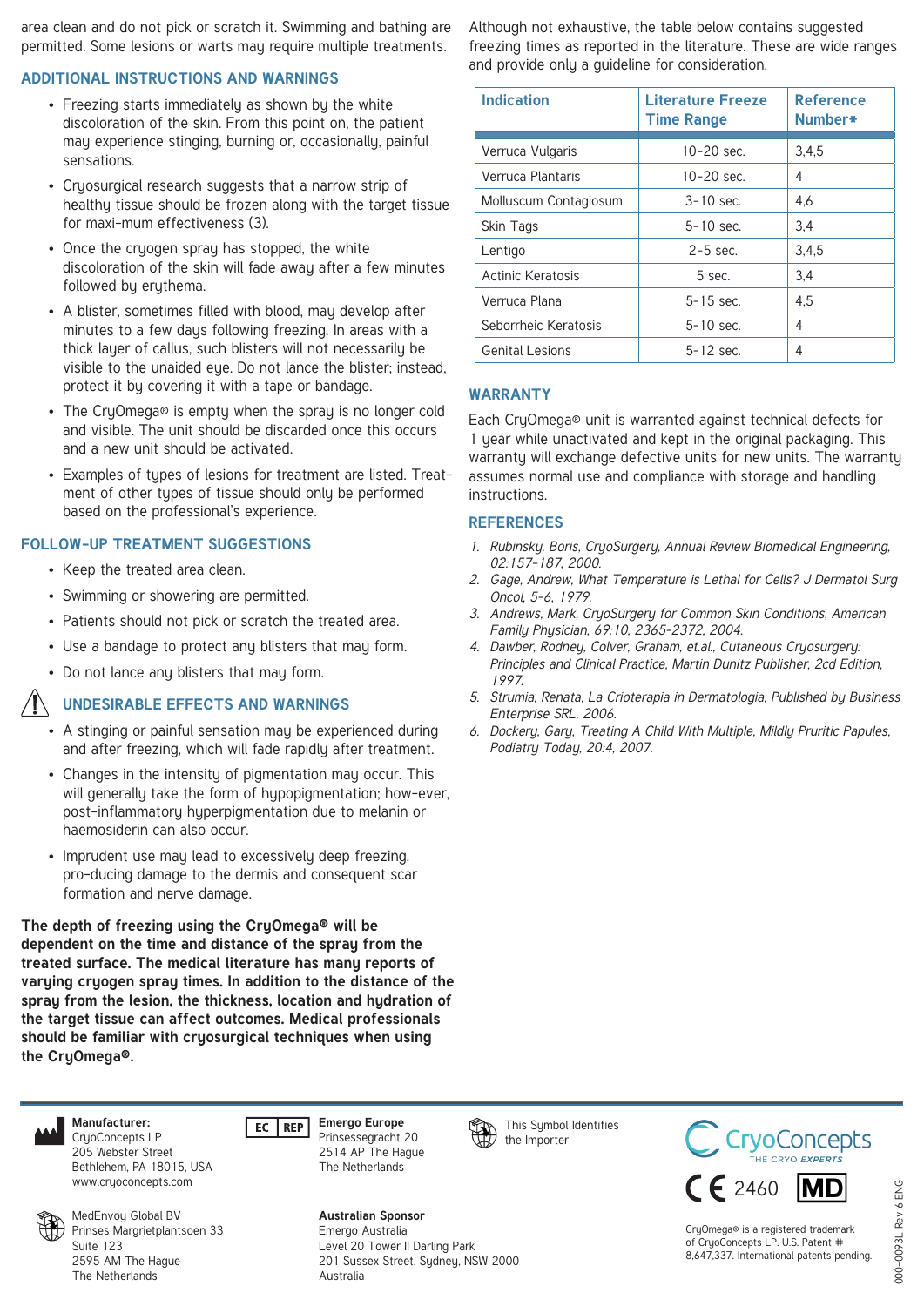area clean and do not pick or scratch it. Swimming and bathing are permitted. Some lesions or warts may require multiple treatments.

## ADDITIONAL INSTRUCTIONS AND WARNINGS

- Freezing starts immediately as shown by the white discoloration of the skin. From this point on, the patient may experience stinging, burning or, occasionally, painful sensations.
- Cryosurgical research suggests that a narrow strip of healthy tissue should be frozen along with the target tissue for maxi-mum effectiveness (3).
- Once the cryogen spray has stopped, the white discoloration of the skin will fade away after a few minutes followed by erythema.
- A blister, sometimes filled with blood, may develop after minutes to a few days following freezing. In areas with a thick layer of callus, such blisters will not necessarily be visible to the unaided eye. Do not lance the blister; instead, protect it by covering it with a tape or bandage.
- The CryOmega® is empty when the spray is no longer cold and visible. The unit should be discarded once this occurs and a new unit should be activated.
- Examples of types of lesions for treatment are listed. Treat-ment of other types of tissue should only be performed based on the professional's experience.

## FOLLOW-UP TREATMENT SUGGESTIONS

- Keep the treated area clean.
- Swimming or showering are permitted.
- Patients should not pick or scratch the treated area.
- Use a bandage to protect any blisters that may form.
- Do not lance any blisters that may form.

## UNDESIRABLE EFFECTS AND WARNINGS

- A stinging or painful sensation may be experienced during and after freezing, which will fade rapidly after treatment.
- Changes in the intensity of pigmentation may occur. This will generally take the form of hypopigmentation; how-ever, post-inflammatory hyperpigmentation due to melanin or haemosiderin can also occur.
- Imprudent use may lead to excessively deep freezing, pro-ducing damage to the dermis and consequent scar formation and nerve damage.

**The depth of freezing using the CryOmega® will be dependent on the time and distance of the spray from the treated surface. The medical literature has many reports of varying cryogen spray times. In addition to the distance of the spray from the lesion, the thickness, location and hydration of the target tissue can affect outcomes. Medical professionals should be familiar with cryosurgical techniques when using the CryOmega®.**

Although not exhaustive, the table below contains suggested freezing times as reported in the literature. These are wide ranges and provide only a guideline for consideration.

| Indication | Literature Freeze Time Range | Reference Number* |
|---|---|---|
| Verruca Vulgaris | 10-20 sec. | 3,4,5 |
| Verruca Plantaris | 10-20 sec. | 4 |
| Molluscum Contagiosum | 3-10 sec. | 4,6 |
| Skin Tags | 5-10 sec. | 3,4 |
| Lentigo | 2-5 sec. | 3,4,5 |
| Actinic Keratosis | 5 sec. | 3,4 |
| Verruca Plana | 5-15 sec. | 4,5 |
| Seborrheic Keratosis | 5-10 sec. | 4 |
| Genital Lesions | 5-12 sec. | 4 |

## WARRANTY

Each CryOmega® unit is warranted against technical defects for 1 year while unactivated and kept in the original packaging. This warranty will exchange defective units for new units. The warranty assumes normal use and compliance with storage and handling instructions.

## REFERENCES

1. *Rubinsky, Boris, CryoSurgery, Annual Review Biomedical Engineering, 02:157-187, 2000.*
2. *Gage, Andrew, What Temperature is Lethal for Cells? J Dermatol Surg Oncol, 5-6, 1979.*
3. *Andrews, Mark, CryoSurgery for Common Skin Conditions, American Family Physician, 69:10, 2365-2372, 2004.*
4. *Dawber, Rodney, Colver, Graham, et.al., Cutaneous Cryosurgery: Principles and Clinical Practice, Martin Dunitz Publisher, 2cd Edition, 1997.*
5. *Strumia, Renata, La Crioterapia in Dermatologia, Published by Business Enterprise SRL, 2006.*
6. *Dockery, Gary, Treating A Child With Multiple, Mildly Pruritic Papules, Podiatry Today, 20:4, 2007.*

**Manufacturer:**
CryoConcepts LP
205 Webster Street
Bethlehem, PA 18015, USA
www.cryoconcepts.com

EC REP **Emergo Europe**
Prinsessegracht 20
2514 AP The Hague
The Netherlands

This Symbol Identifies the Importer

MedEnvoy Global BV
Prinses Margrietplantsoen 33
Suite 123
2595 AM The Hague
The Netherlands

**Australian Sponsor**
Emergo Australia
Level 20 Tower II Darling Park
201 Sussex Street, Sydney, NSW 2000
Australia

CryoConcepts
THE CRYO EXPERTS

CE 2460 MD

CryOmega® is a registered trademark of CryoConcepts LP. U.S. Patent # 8,647,337. International patents pending.

000-0093L Rev 6 ENG